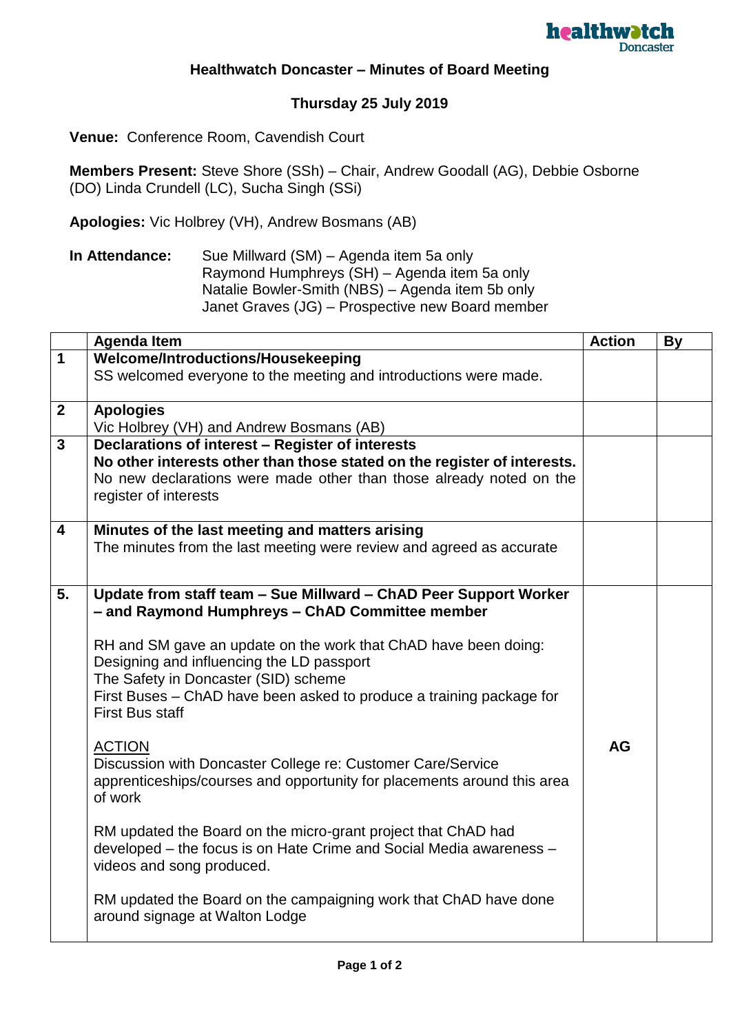## Healthwatch Doncaster – Minutes of Board Meeting

### Thursday 25 July 2019

**Venue:** Conference Room, Cavendish Court

**Members Present:** Steve Shore (SSh) – Chair, Andrew Goodall (AG), Debbie Osborne (DO) Linda Crundell (LC), Sucha Singh (SSi)

**Apologies:** Vic Holbrey (VH), Andrew Bosmans (AB)

**In Attendance:** Sue Millward (SM) – Agenda item 5a only
Raymond Humphreys (SH) – Agenda item 5a only
Natalie Bowler-Smith (NBS) – Agenda item 5b only
Janet Graves (JG) – Prospective new Board member

| | Agenda Item | Action | By |
|---|---|---|---|
| **1** | **Welcome/Introductions/Housekeeping**<br>SS welcomed everyone to the meeting and introductions were made. | | |
| **2** | **Apologies**<br>Vic Holbrey (VH) and Andrew Bosmans (AB) | | |
| **3** | **Declarations of interest – Register of interests**<br>**No other interests other than those stated on the register of interests.**<br>No new declarations were made other than those already noted on the register of interests | | |
| **4** | **Minutes of the last meeting and matters arising**<br>The minutes from the last meeting were review and agreed as accurate | | |
| **5.** | **Update from staff team – Sue Millward – ChAD Peer Support Worker – and Raymond Humphreys – ChAD Committee member**<br><br>RH and SM gave an update on the work that ChAD have been doing:<br>Designing and influencing the LD passport<br>The Safety in Doncaster (SID) scheme<br>First Buses – ChAD have been asked to produce a training package for First Bus staff<br><br>ACTION<br>Discussion with Doncaster College re: Customer Care/Service apprenticeships/courses and opportunity for placements around this area of work<br><br>RM updated the Board on the micro-grant project that ChAD had developed – the focus is on Hate Crime and Social Media awareness – videos and song produced.<br><br>RM updated the Board on the campaigning work that ChAD have done around signage at Walton Lodge | **AG** | |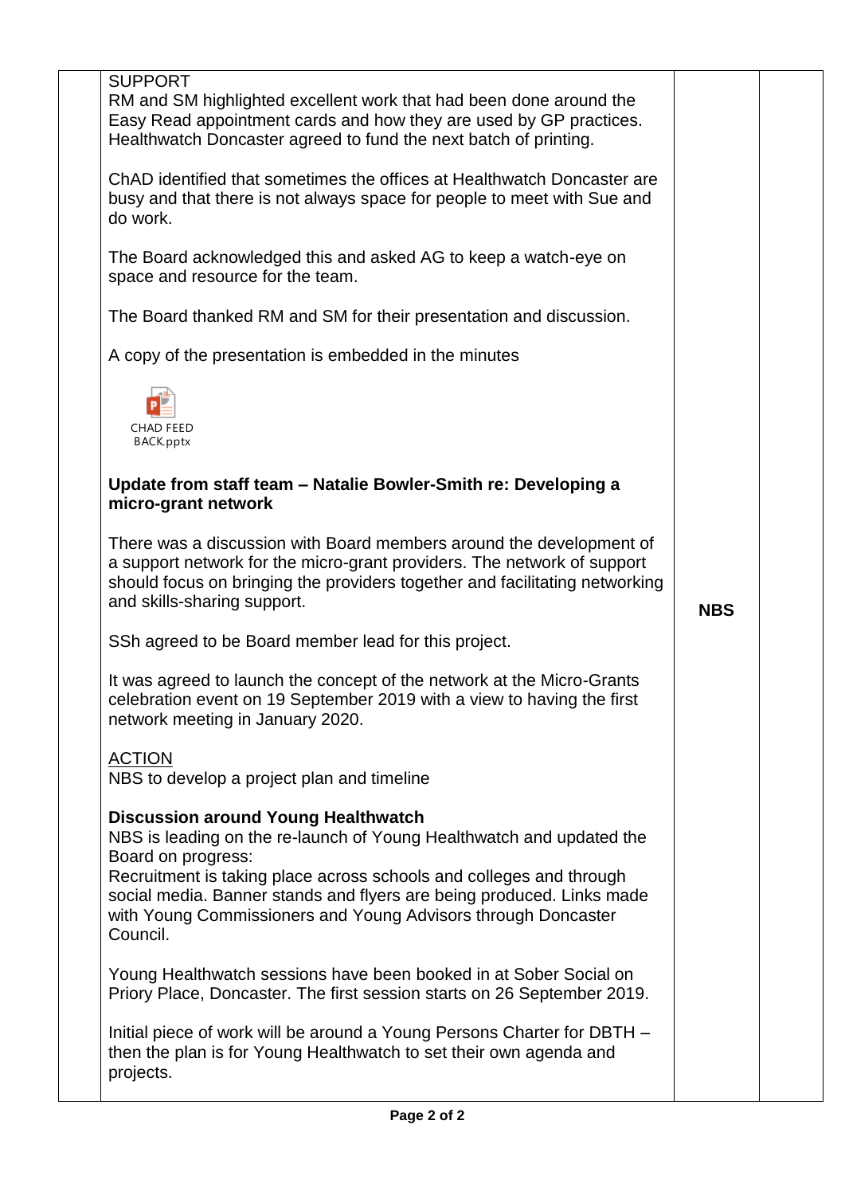| | | | |
|---|---|---|---|
| | SUPPORT<br>RM and SM highlighted excellent work that had been done around the Easy Read appointment cards and how they are used by GP practices. Healthwatch Doncaster agreed to fund the next batch of printing.<br><br>ChAD identified that sometimes the offices at Healthwatch Doncaster are busy and that there is not always space for people to meet with Sue and do work.<br><br>The Board acknowledged this and asked AG to keep a watch-eye on space and resource for the team.<br><br>The Board thanked RM and SM for their presentation and discussion.<br><br>A copy of the presentation is embedded in the minutes<br><br>CHAD FEED BACK.pptx<br><br>**Update from staff team – Natalie Bowler-Smith re: Developing a micro-grant network**<br><br>There was a discussion with Board members around the development of a support network for the micro-grant providers. The network of support should focus on bringing the providers together and facilitating networking and skills-sharing support.<br><br>SSh agreed to be Board member lead for this project.<br><br>It was agreed to launch the concept of the network at the Micro-Grants celebration event on 19 September 2019 with a view to having the first network meeting in January 2020.<br><br>ACTION<br>NBS to develop a project plan and timeline<br><br>**Discussion around Young Healthwatch**<br>NBS is leading on the re-launch of Young Healthwatch and updated the Board on progress:<br>Recruitment is taking place across schools and colleges and through social media. Banner stands and flyers are being produced. Links made with Young Commissioners and Young Advisors through Doncaster Council.<br><br>Young Healthwatch sessions have been booked in at Sober Social on Priory Place, Doncaster. The first session starts on 26 September 2019.<br><br>Initial piece of work will be around a Young Persons Charter for DBTH – then the plan is for Young Healthwatch to set their own agenda and projects. | **NBS** | |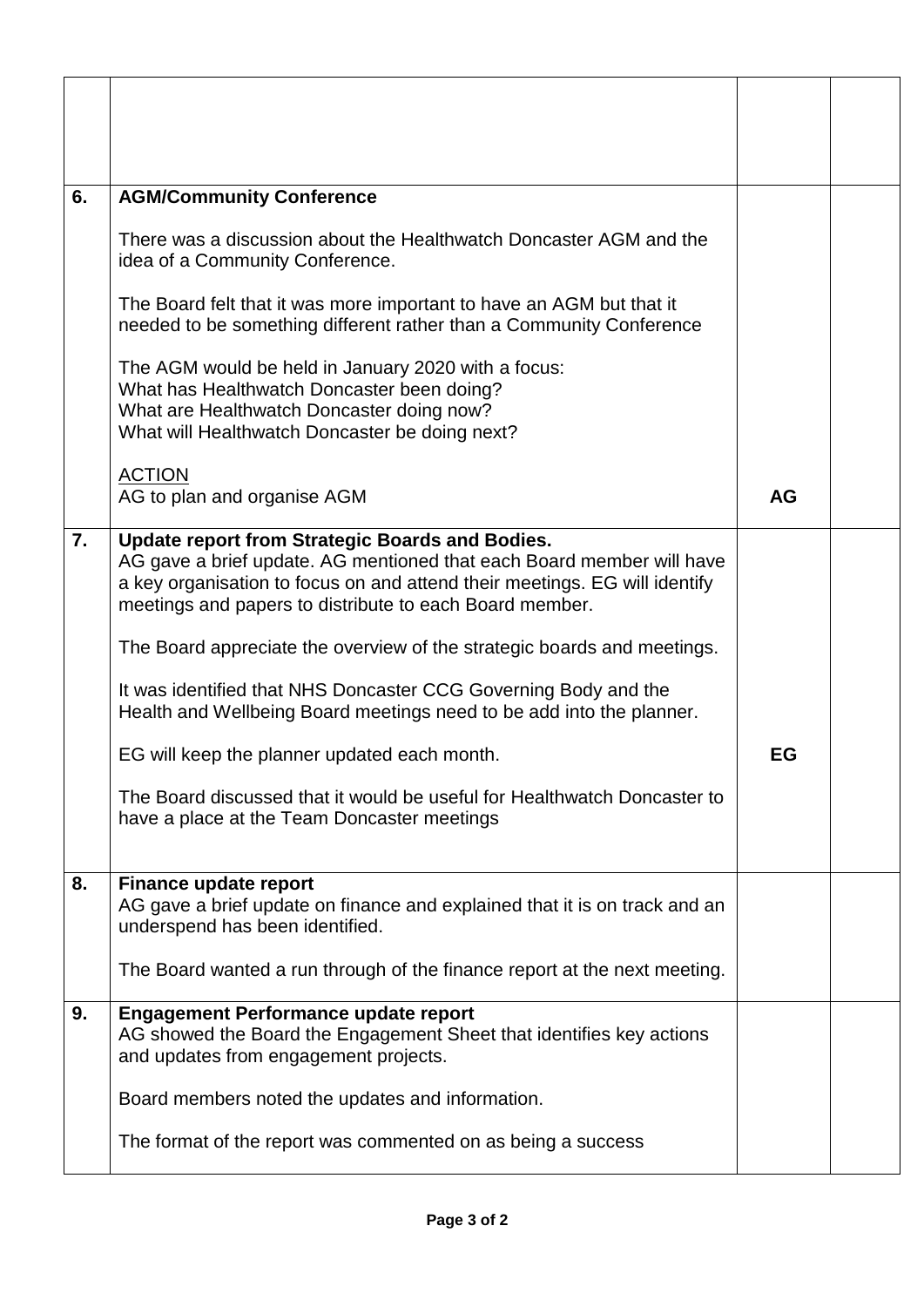| | | | |
|---|---|---|---|
| | | | |
| **6.** | **AGM/Community Conference**<br><br>There was a discussion about the Healthwatch Doncaster AGM and the idea of a Community Conference.<br><br>The Board felt that it was more important to have an AGM but that it needed to be something different rather than a Community Conference<br><br>The AGM would be held in January 2020 with a focus:<br>What has Healthwatch Doncaster been doing?<br>What are Healthwatch Doncaster doing now?<br>What will Healthwatch Doncaster be doing next?<br><br><u>ACTION</u><br>AG to plan and organise AGM | **AG** | |
| **7.** | **Update report from Strategic Boards and Bodies.**<br>AG gave a brief update. AG mentioned that each Board member will have a key organisation to focus on and attend their meetings. EG will identify meetings and papers to distribute to each Board member.<br><br>The Board appreciate the overview of the strategic boards and meetings.<br><br>It was identified that NHS Doncaster CCG Governing Body and the Health and Wellbeing Board meetings need to be add into the planner.<br><br>EG will keep the planner updated each month.<br><br>The Board discussed that it would be useful for Healthwatch Doncaster to have a place at the Team Doncaster meetings | **EG** | |
| **8.** | **Finance update report**<br>AG gave a brief update on finance and explained that it is on track and an underspend has been identified.<br><br>The Board wanted a run through of the finance report at the next meeting. | | |
| **9.** | **Engagement Performance update report**<br>AG showed the Board the Engagement Sheet that identifies key actions and updates from engagement projects.<br><br>Board members noted the updates and information.<br><br>The format of the report was commented on as being a success | | |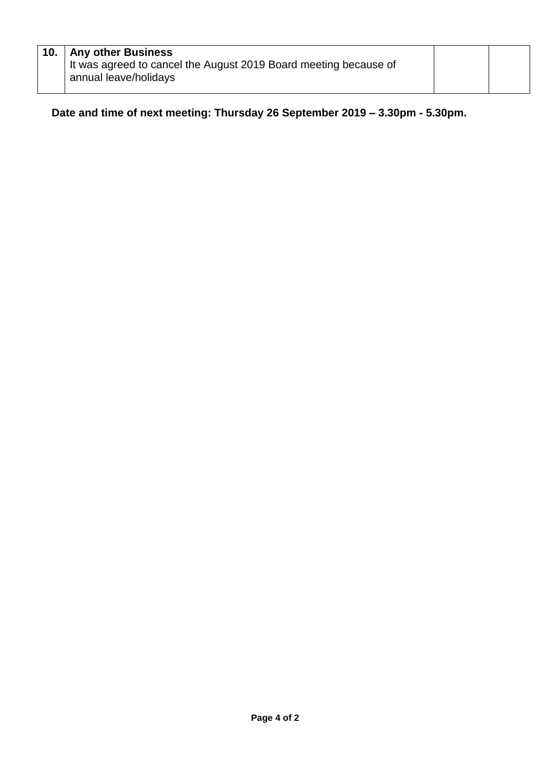| | | | |
|---|---|---|---|
| **10.** | **Any other Business**<br>It was agreed to cancel the August 2019 Board meeting because of annual leave/holidays | | |

**Date and time of next meeting: Thursday 26 September 2019 – 3.30pm - 5.30pm.**